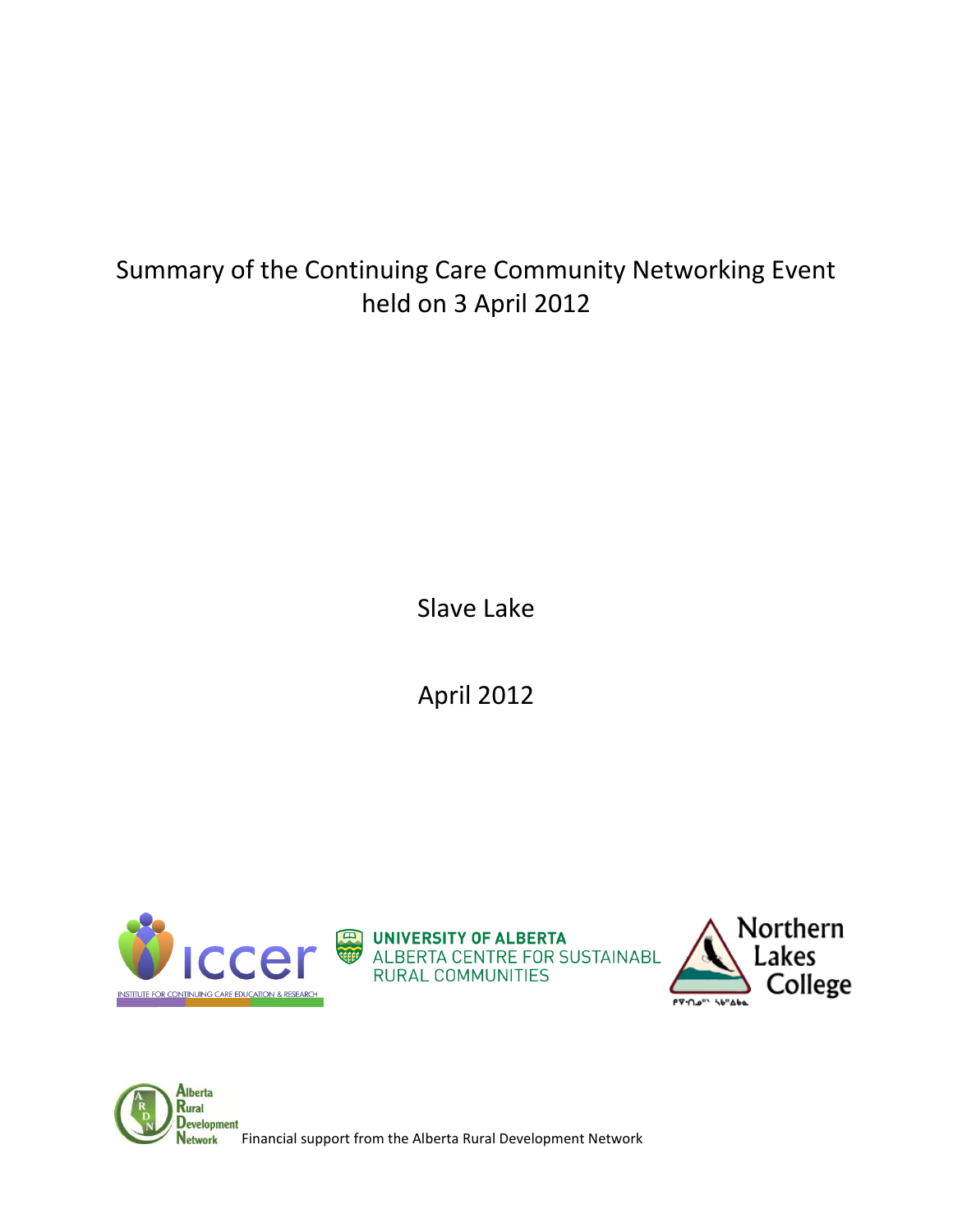# Summary of the Continuing Care Community Networking Event held on 3 April 2012

Slave Lake

April 2012

ICCER — INSTITUTE FOR CONTINUING CARE EDUCATION & RESEARCH

UNIVERSITY OF ALBERTA
ALBERTA CENTRE FOR SUSTAINABL
RURAL COMMUNITIES

Northern Lakes College

Alberta Rural Development Network

Financial support from the Alberta Rural Development Network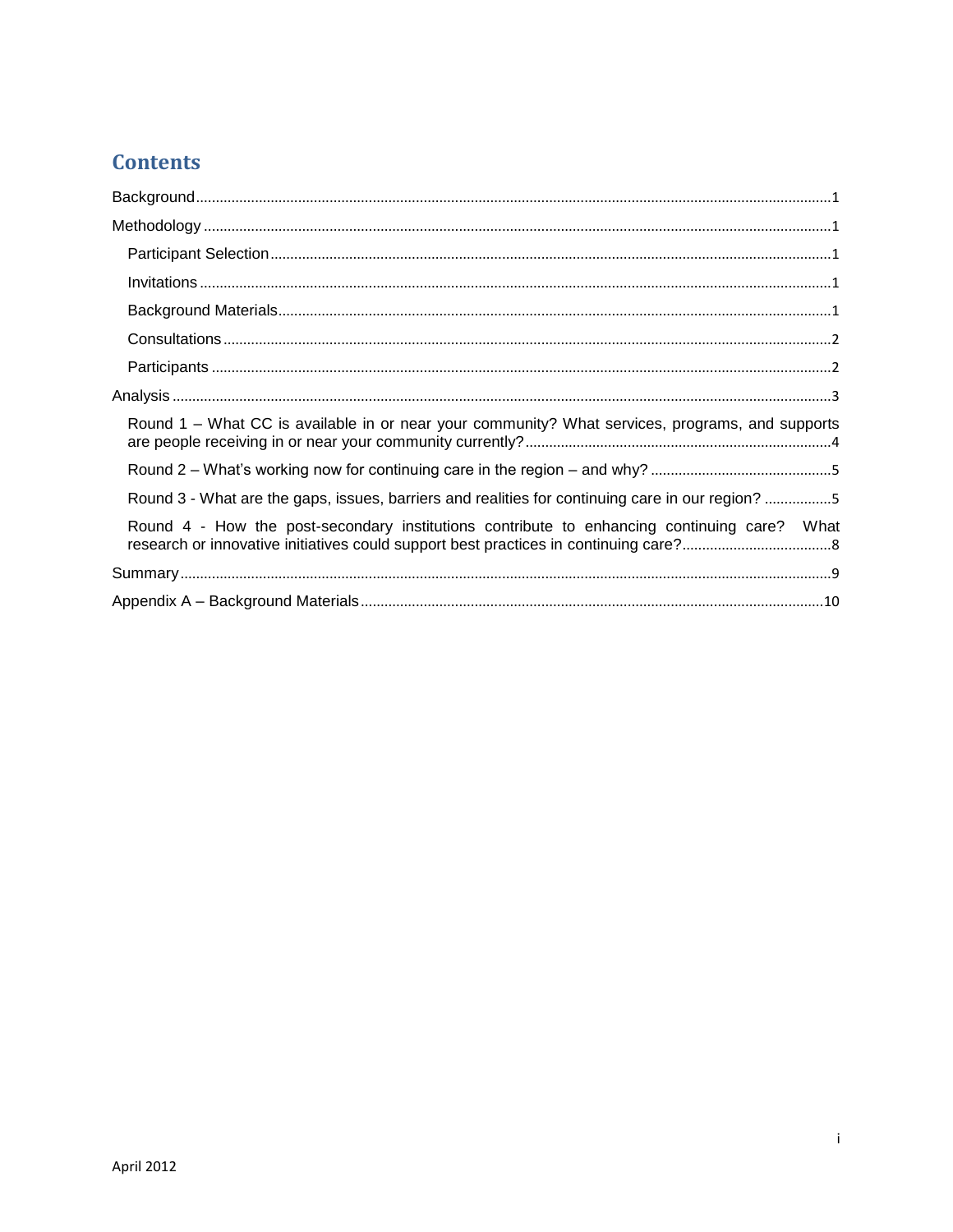# Contents

Background ........ 1

Methodology ........ 1

- Participant Selection ........ 1
- Invitations ........ 1
- Background Materials ........ 1
- Consultations ........ 2
- Participants ........ 2

Analysis ........ 3

- Round 1 – What CC is available in or near your community? What services, programs, and supports are people receiving in or near your community currently? ........ 4
- Round 2 – What's working now for continuing care in the region – and why? ........ 5
- Round 3 - What are the gaps, issues, barriers and realities for continuing care in our region? ........ 5
- Round 4 - How the post-secondary institutions contribute to enhancing continuing care? What research or innovative initiatives could support best practices in continuing care? ........ 8

Summary ........ 9

Appendix A – Background Materials ........ 10

April 2012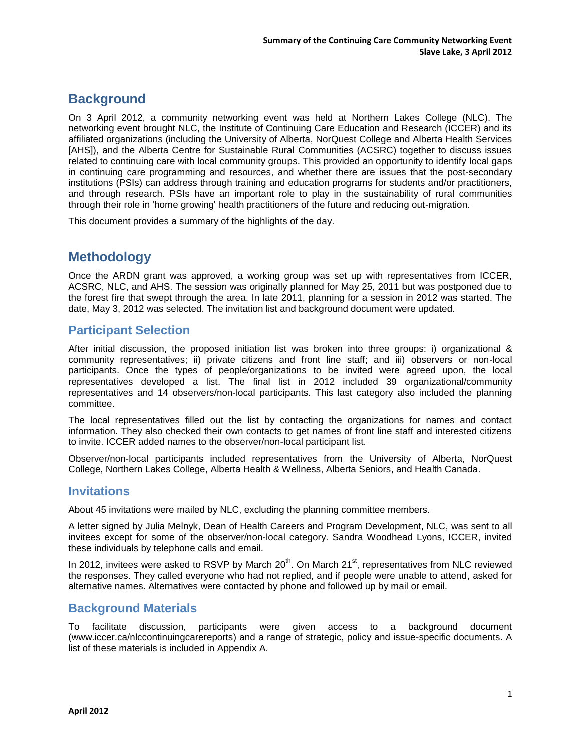# Background

On 3 April 2012, a community networking event was held at Northern Lakes College (NLC). The networking event brought NLC, the Institute of Continuing Care Education and Research (ICCER) and its affiliated organizations (including the University of Alberta, NorQuest College and Alberta Health Services [AHS]), and the Alberta Centre for Sustainable Rural Communities (ACSRC) together to discuss issues related to continuing care with local community groups. This provided an opportunity to identify local gaps in continuing care programming and resources, and whether there are issues that the post-secondary institutions (PSIs) can address through training and education programs for students and/or practitioners, and through research. PSIs have an important role to play in the sustainability of rural communities through their role in 'home growing' health practitioners of the future and reducing out-migration.

This document provides a summary of the highlights of the day.

# Methodology

Once the ARDN grant was approved, a working group was set up with representatives from ICCER, ACSRC, NLC, and AHS. The session was originally planned for May 25, 2011 but was postponed due to the forest fire that swept through the area. In late 2011, planning for a session in 2012 was started. The date, May 3, 2012 was selected. The invitation list and background document were updated.

## Participant Selection

After initial discussion, the proposed initiation list was broken into three groups: i) organizational & community representatives; ii) private citizens and front line staff; and iii) observers or non-local participants. Once the types of people/organizations to be invited were agreed upon, the local representatives developed a list. The final list in 2012 included 39 organizational/community representatives and 14 observers/non-local participants. This last category also included the planning committee.

The local representatives filled out the list by contacting the organizations for names and contact information. They also checked their own contacts to get names of front line staff and interested citizens to invite. ICCER added names to the observer/non-local participant list.

Observer/non-local participants included representatives from the University of Alberta, NorQuest College, Northern Lakes College, Alberta Health & Wellness, Alberta Seniors, and Health Canada.

## Invitations

About 45 invitations were mailed by NLC, excluding the planning committee members.

A letter signed by Julia Melnyk, Dean of Health Careers and Program Development, NLC, was sent to all invitees except for some of the observer/non-local category. Sandra Woodhead Lyons, ICCER, invited these individuals by telephone calls and email.

In 2012, invitees were asked to RSVP by March 20th. On March 21st, representatives from NLC reviewed the responses. They called everyone who had not replied, and if people were unable to attend, asked for alternative names. Alternatives were contacted by phone and followed up by mail or email.

## Background Materials

To facilitate discussion, participants were given access to a background document (www.iccer.ca/nlccontinuingcarereports) and a range of strategic, policy and issue-specific documents. A list of these materials is included in Appendix A.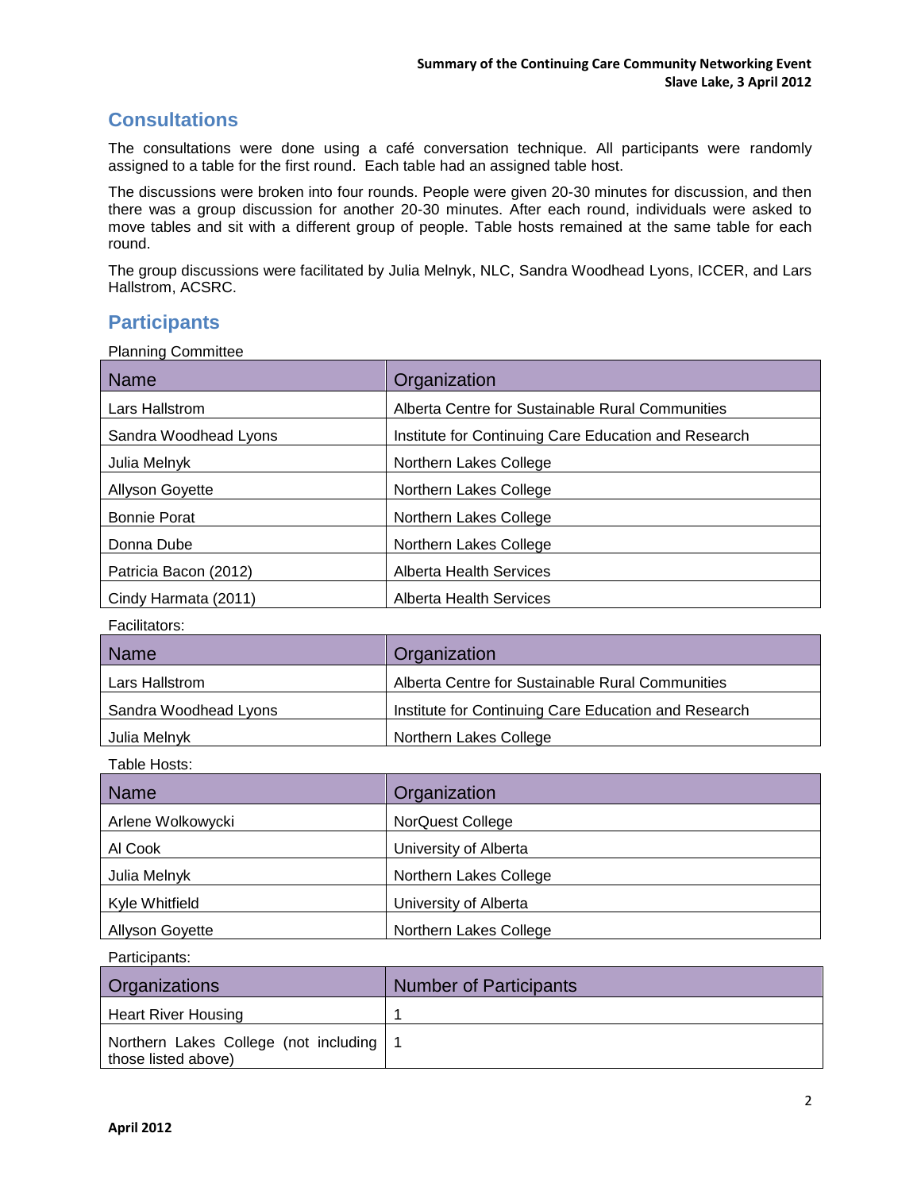## Consultations

The consultations were done using a café conversation technique. All participants were randomly assigned to a table for the first round. Each table had an assigned table host.

The discussions were broken into four rounds. People were given 20-30 minutes for discussion, and then there was a group discussion for another 20-30 minutes. After each round, individuals were asked to move tables and sit with a different group of people. Table hosts remained at the same table for each round.

The group discussions were facilitated by Julia Melnyk, NLC, Sandra Woodhead Lyons, ICCER, and Lars Hallstrom, ACSRC.

## Participants

Planning Committee

| Name | Organization |
|---|---|
| Lars Hallstrom | Alberta Centre for Sustainable Rural Communities |
| Sandra Woodhead Lyons | Institute for Continuing Care Education and Research |
| Julia Melnyk | Northern Lakes College |
| Allyson Goyette | Northern Lakes College |
| Bonnie Porat | Northern Lakes College |
| Donna Dube | Northern Lakes College |
| Patricia Bacon (2012) | Alberta Health Services |
| Cindy Harmata (2011) | Alberta Health Services |

Facilitators:

| Name | Organization |
|---|---|
| Lars Hallstrom | Alberta Centre for Sustainable Rural Communities |
| Sandra Woodhead Lyons | Institute for Continuing Care Education and Research |
| Julia Melnyk | Northern Lakes College |

Table Hosts:

| Name | Organization |
|---|---|
| Arlene Wolkowycki | NorQuest College |
| Al Cook | University of Alberta |
| Julia Melnyk | Northern Lakes College |
| Kyle Whitfield | University of Alberta |
| Allyson Goyette | Northern Lakes College |

Participants:

| Organizations | Number of Participants |
|---|---|
| Heart River Housing | 1 |
| Northern Lakes College (not including those listed above) | 1 |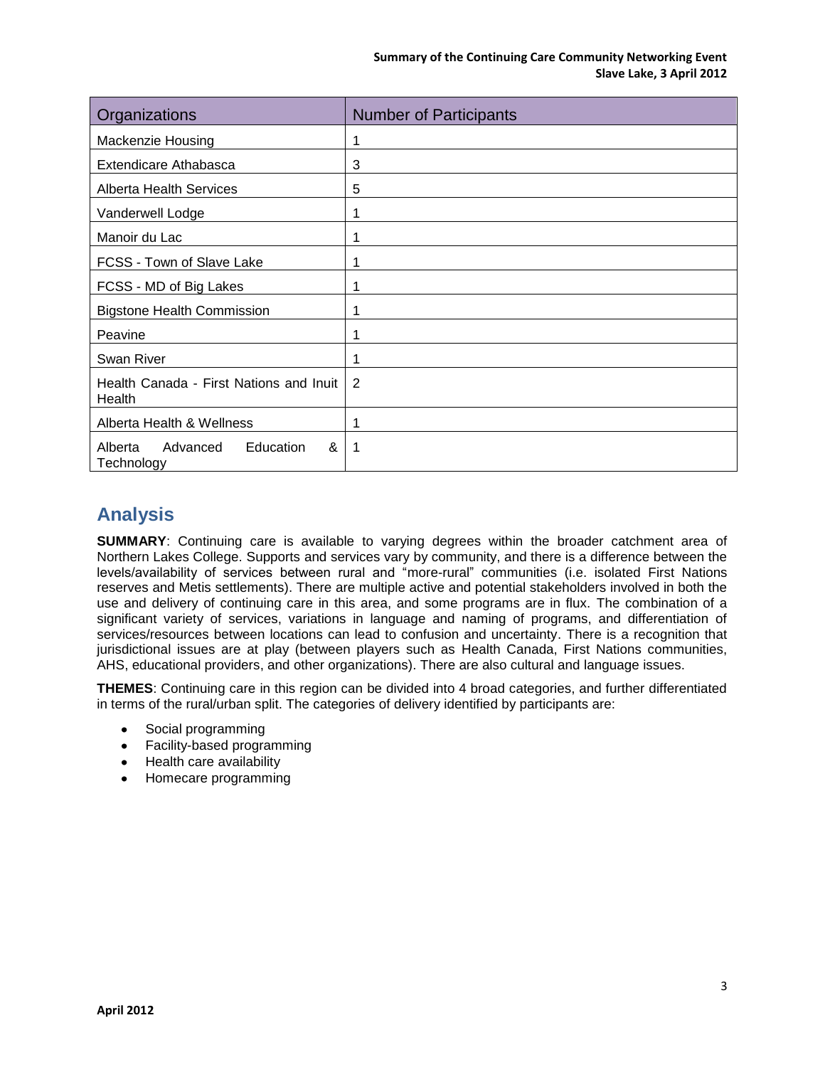| Organizations | Number of Participants |
|---|---|
| Mackenzie Housing | 1 |
| Extendicare Athabasca | 3 |
| Alberta Health Services | 5 |
| Vanderwell Lodge | 1 |
| Manoir du Lac | 1 |
| FCSS - Town of Slave Lake | 1 |
| FCSS - MD of Big Lakes | 1 |
| Bigstone Health Commission | 1 |
| Peavine | 1 |
| Swan River | 1 |
| Health Canada - First Nations and Inuit Health | 2 |
| Alberta Health & Wellness | 1 |
| Alberta Advanced Education & Technology | 1 |

## Analysis

**SUMMARY**: Continuing care is available to varying degrees within the broader catchment area of Northern Lakes College. Supports and services vary by community, and there is a difference between the levels/availability of services between rural and "more-rural" communities (i.e. isolated First Nations reserves and Metis settlements). There are multiple active and potential stakeholders involved in both the use and delivery of continuing care in this area, and some programs are in flux. The combination of a significant variety of services, variations in language and naming of programs, and differentiation of services/resources between locations can lead to confusion and uncertainty. There is a recognition that jurisdictional issues are at play (between players such as Health Canada, First Nations communities, AHS, educational providers, and other organizations). There are also cultural and language issues.

**THEMES**: Continuing care in this region can be divided into 4 broad categories, and further differentiated in terms of the rural/urban split. The categories of delivery identified by participants are:

- Social programming
- Facility-based programming
- Health care availability
- Homecare programming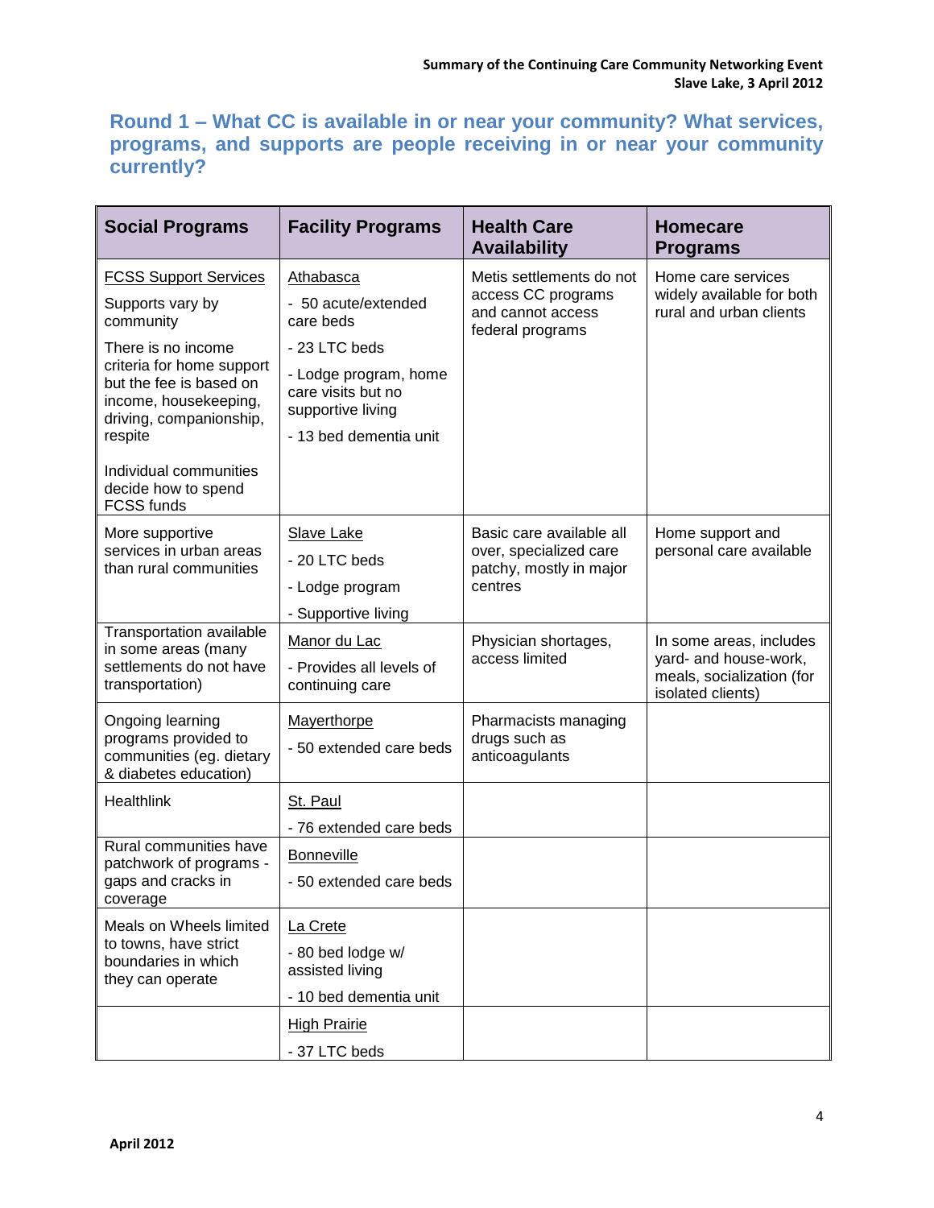## Round 1 – What CC is available in or near your community? What services, programs, and supports are people receiving in or near your community currently?

| Social Programs | Facility Programs | Health Care Availability | Homecare Programs |
|---|---|---|---|
| FCSS Support Services<br>Supports vary by community<br>There is no income criteria for home support but the fee is based on income, housekeeping, driving, companionship, respite<br>Individual communities decide how to spend FCSS funds | Athabasca<br>- 50 acute/extended care beds<br>- 23 LTC beds<br>- Lodge program, home care visits but no supportive living<br>- 13 bed dementia unit | Metis settlements do not access CC programs and cannot access federal programs | Home care services widely available for both rural and urban clients |
| More supportive services in urban areas than rural communities | Slave Lake<br>- 20 LTC beds<br>- Lodge program<br>- Supportive living | Basic care available all over, specialized care patchy, mostly in major centres | Home support and personal care available |
| Transportation available in some areas (many settlements do not have transportation) | Manor du Lac<br>- Provides all levels of continuing care | Physician shortages, access limited | In some areas, includes yard- and house-work, meals, socialization (for isolated clients) |
| Ongoing learning programs provided to communities (eg. dietary & diabetes education) | Mayerthorpe<br>- 50 extended care beds | Pharmacists managing drugs such as anticoagulants | |
| Healthlink | St. Paul<br>- 76 extended care beds | | |
| Rural communities have patchwork of programs - gaps and cracks in coverage | Bonneville<br>- 50 extended care beds | | |
| Meals on Wheels limited to towns, have strict boundaries in which they can operate | La Crete<br>- 80 bed lodge w/ assisted living<br>- 10 bed dementia unit | | |
| | High Prairie<br>- 37 LTC beds | | |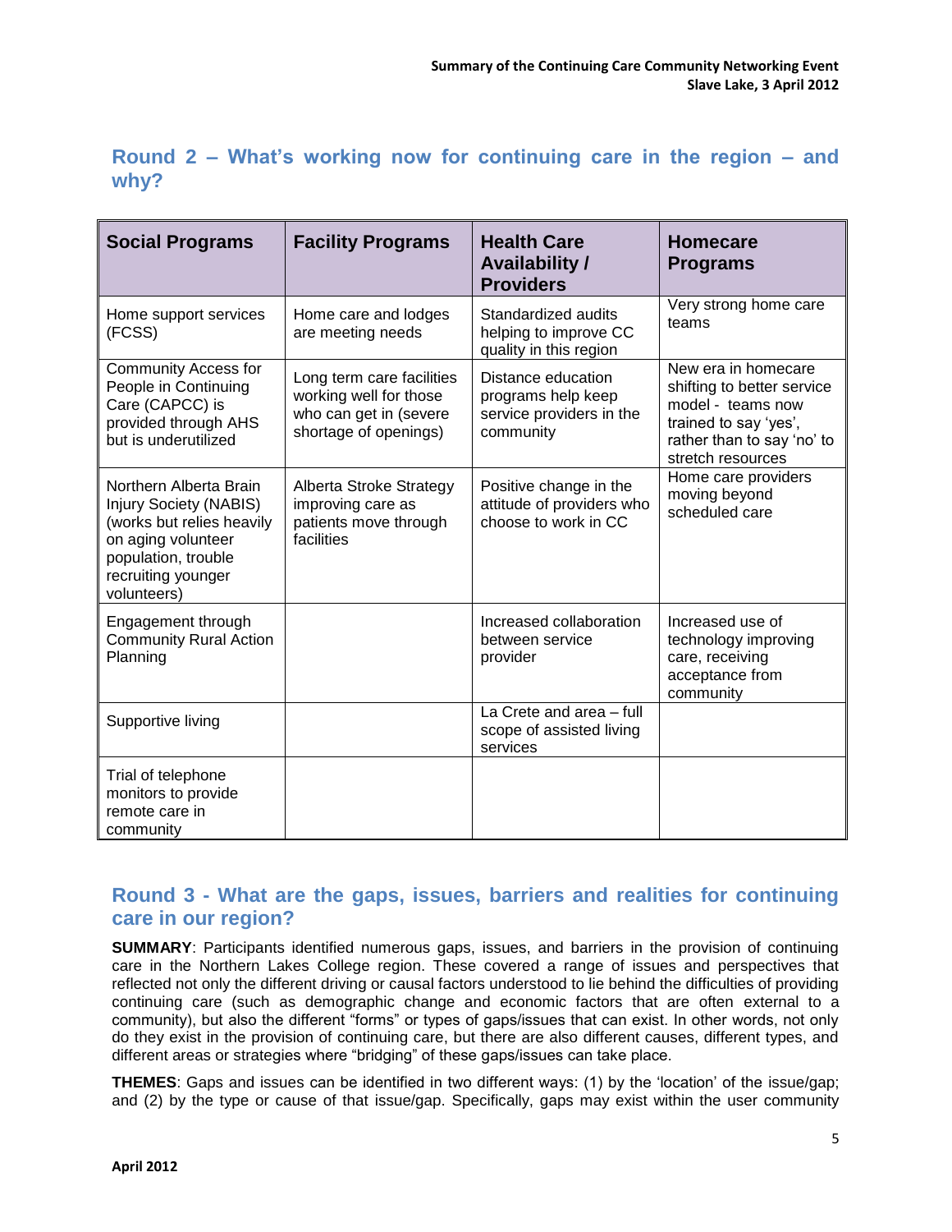## Round 2 – What's working now for continuing care in the region – and why?

| Social Programs | Facility Programs | Health Care Availability / Providers | Homecare Programs |
|---|---|---|---|
| Home support services (FCSS) | Home care and lodges are meeting needs | Standardized audits helping to improve CC quality in this region | Very strong home care teams |
| Community Access for People in Continuing Care (CAPCC) is provided through AHS but is underutilized | Long term care facilities working well for those who can get in (severe shortage of openings) | Distance education programs help keep service providers in the community | New era in homecare shifting to better service model - teams now trained to say 'yes', rather than to say 'no' to stretch resources |
| Northern Alberta Brain Injury Society (NABIS) (works but relies heavily on aging volunteer population, trouble recruiting younger volunteers) | Alberta Stroke Strategy improving care as patients move through facilities | Positive change in the attitude of providers who choose to work in CC | Home care providers moving beyond scheduled care |
| Engagement through Community Rural Action Planning | | Increased collaboration between service provider | Increased use of technology improving care, receiving acceptance from community |
| Supportive living | | La Crete and area – full scope of assisted living services | |
| Trial of telephone monitors to provide remote care in community | | | |

## Round 3 - What are the gaps, issues, barriers and realities for continuing care in our region?

**SUMMARY**: Participants identified numerous gaps, issues, and barriers in the provision of continuing care in the Northern Lakes College region. These covered a range of issues and perspectives that reflected not only the different driving or causal factors understood to lie behind the difficulties of providing continuing care (such as demographic change and economic factors that are often external to a community), but also the different "forms" or types of gaps/issues that can exist. In other words, not only do they exist in the provision of continuing care, but there are also different causes, different types, and different areas or strategies where "bridging" of these gaps/issues can take place.

**THEMES**: Gaps and issues can be identified in two different ways: (1) by the 'location' of the issue/gap; and (2) by the type or cause of that issue/gap. Specifically, gaps may exist within the user community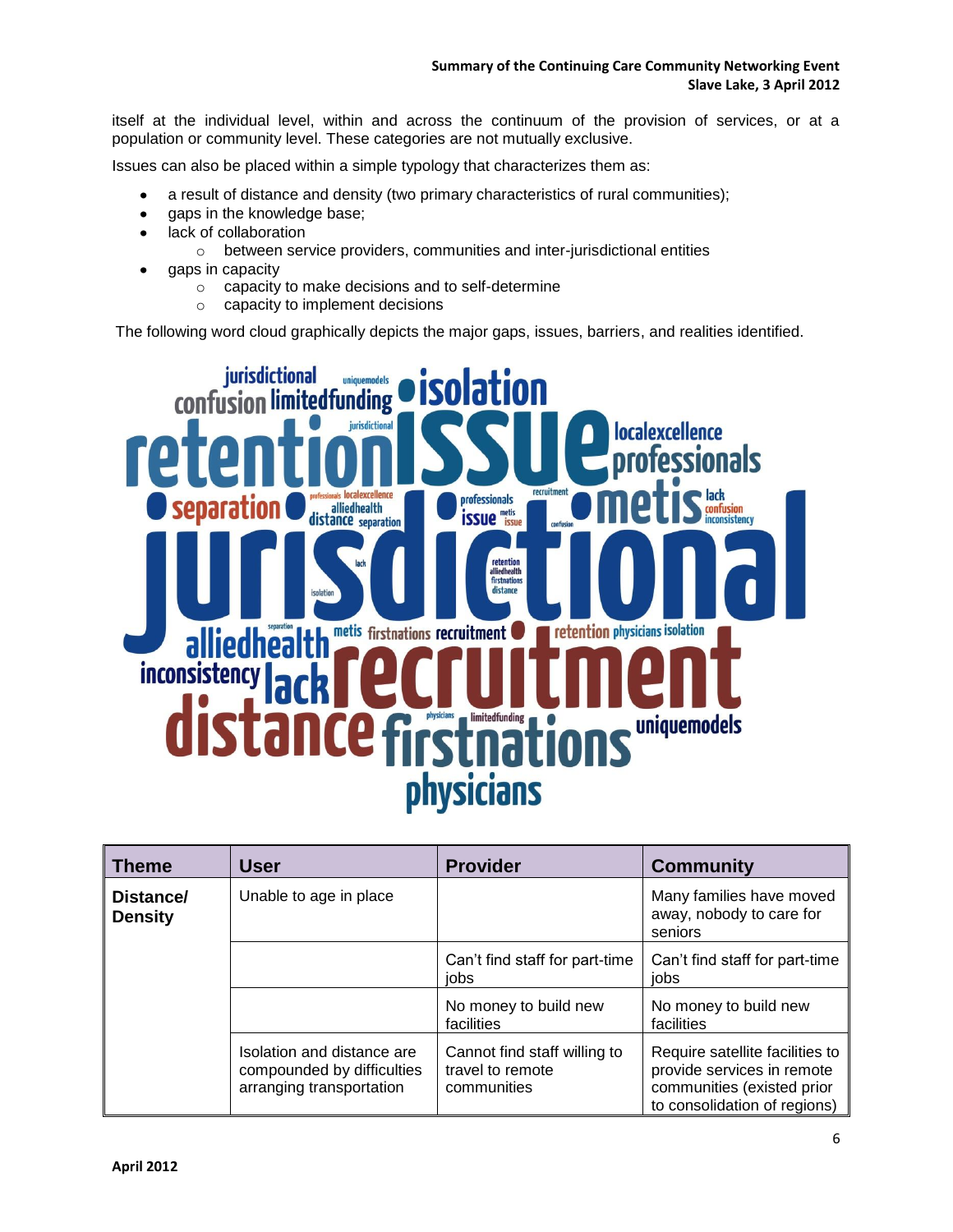itself at the individual level, within and across the continuum of the provision of services, or at a population or community level. These categories are not mutually exclusive.

Issues can also be placed within a simple typology that characterizes them as:

- a result of distance and density (two primary characteristics of rural communities);
- gaps in the knowledge base;
- lack of collaboration
  - between service providers, communities and inter-jurisdictional entities
- gaps in capacity
  - capacity to make decisions and to self-determine
  - capacity to implement decisions

The following word cloud graphically depicts the major gaps, issues, barriers, and realities identified.

| Theme | User | Provider | Community |
|---|---|---|---|
| **Distance/ Density** | Unable to age in place | | Many families have moved away, nobody to care for seniors |
| | | Can't find staff for part-time jobs | Can't find staff for part-time jobs |
| | | No money to build new facilities | No money to build new facilities |
| | Isolation and distance are compounded by difficulties arranging transportation | Cannot find staff willing to travel to remote communities | Require satellite facilities to provide services in remote communities (existed prior to consolidation of regions) |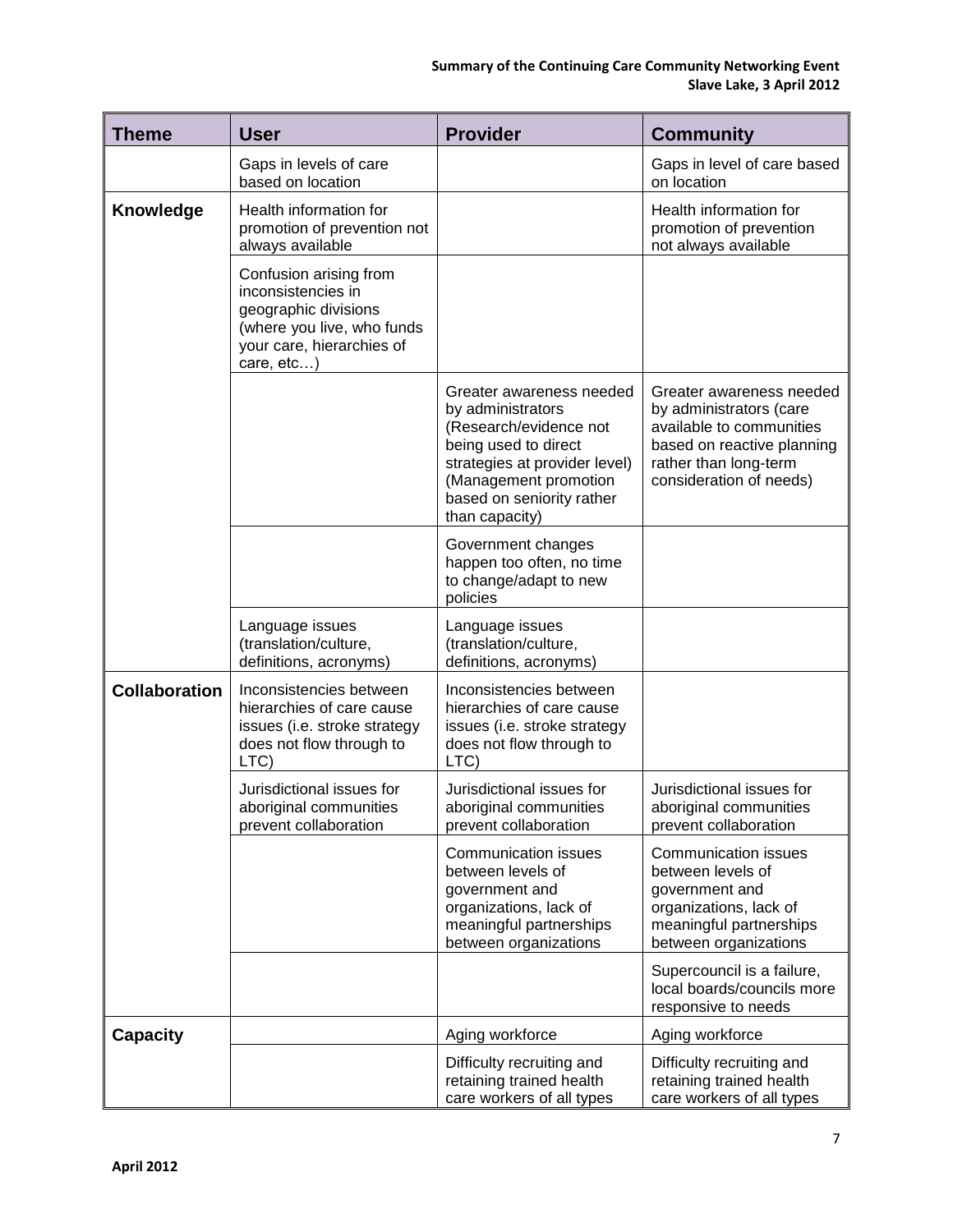| Theme | User | Provider | Community |
|---|---|---|---|
| | Gaps in levels of care based on location | | Gaps in level of care based on location |
| **Knowledge** | Health information for promotion of prevention not always available | | Health information for promotion of prevention not always available |
| | Confusion arising from inconsistencies in geographic divisions (where you live, who funds your care, hierarchies of care, etc…) | | |
| | | Greater awareness needed by administrators (Research/evidence not being used to direct strategies at provider level) (Management promotion based on seniority rather than capacity) | Greater awareness needed by administrators (care available to communities based on reactive planning rather than long-term consideration of needs) |
| | | Government changes happen too often, no time to change/adapt to new policies | |
| | Language issues (translation/culture, definitions, acronyms) | Language issues (translation/culture, definitions, acronyms) | |
| **Collaboration** | Inconsistencies between hierarchies of care cause issues (i.e. stroke strategy does not flow through to LTC) | Inconsistencies between hierarchies of care cause issues (i.e. stroke strategy does not flow through to LTC) | |
| | Jurisdictional issues for aboriginal communities prevent collaboration | Jurisdictional issues for aboriginal communities prevent collaboration | Jurisdictional issues for aboriginal communities prevent collaboration |
| | | Communication issues between levels of government and organizations, lack of meaningful partnerships between organizations | Communication issues between levels of government and organizations, lack of meaningful partnerships between organizations |
| | | | Supercouncil is a failure, local boards/councils more responsive to needs |
| **Capacity** | | Aging workforce | Aging workforce |
| | | Difficulty recruiting and retaining trained health care workers of all types | Difficulty recruiting and retaining trained health care workers of all types |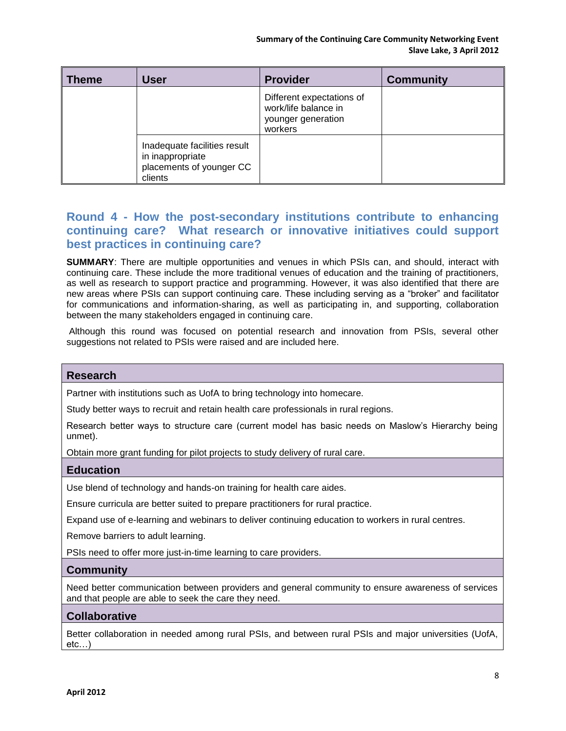| Theme | User | Provider | Community |
|---|---|---|---|
| | | Different expectations of work/life balance in younger generation workers | |
| | Inadequate facilities result in inappropriate placements of younger CC clients | | |

## Round 4 - How the post-secondary institutions contribute to enhancing continuing care? What research or innovative initiatives could support best practices in continuing care?

**SUMMARY**: There are multiple opportunities and venues in which PSIs can, and should, interact with continuing care. These include the more traditional venues of education and the training of practitioners, as well as research to support practice and programming. However, it was also identified that there are new areas where PSIs can support continuing care. These including serving as a "broker" and facilitator for communications and information-sharing, as well as participating in, and supporting, collaboration between the many stakeholders engaged in continuing care.

Although this round was focused on potential research and innovation from PSIs, several other suggestions not related to PSIs were raised and are included here.

| Research |
|---|
| Partner with institutions such as UofA to bring technology into homecare. |
| Study better ways to recruit and retain health care professionals in rural regions. |
| Research better ways to structure care (current model has basic needs on Maslow's Hierarchy being unmet). |
| Obtain more grant funding for pilot projects to study delivery of rural care. |
| **Education** |
| Use blend of technology and hands-on training for health care aides. |
| Ensure curricula are better suited to prepare practitioners for rural practice. |
| Expand use of e-learning and webinars to deliver continuing education to workers in rural centres. |
| Remove barriers to adult learning. |
| PSIs need to offer more just-in-time learning to care providers. |
| **Community** |
| Need better communication between providers and general community to ensure awareness of services and that people are able to seek the care they need. |
| **Collaborative** |
| Better collaboration in needed among rural PSIs, and between rural PSIs and major universities (UofA, etc…) |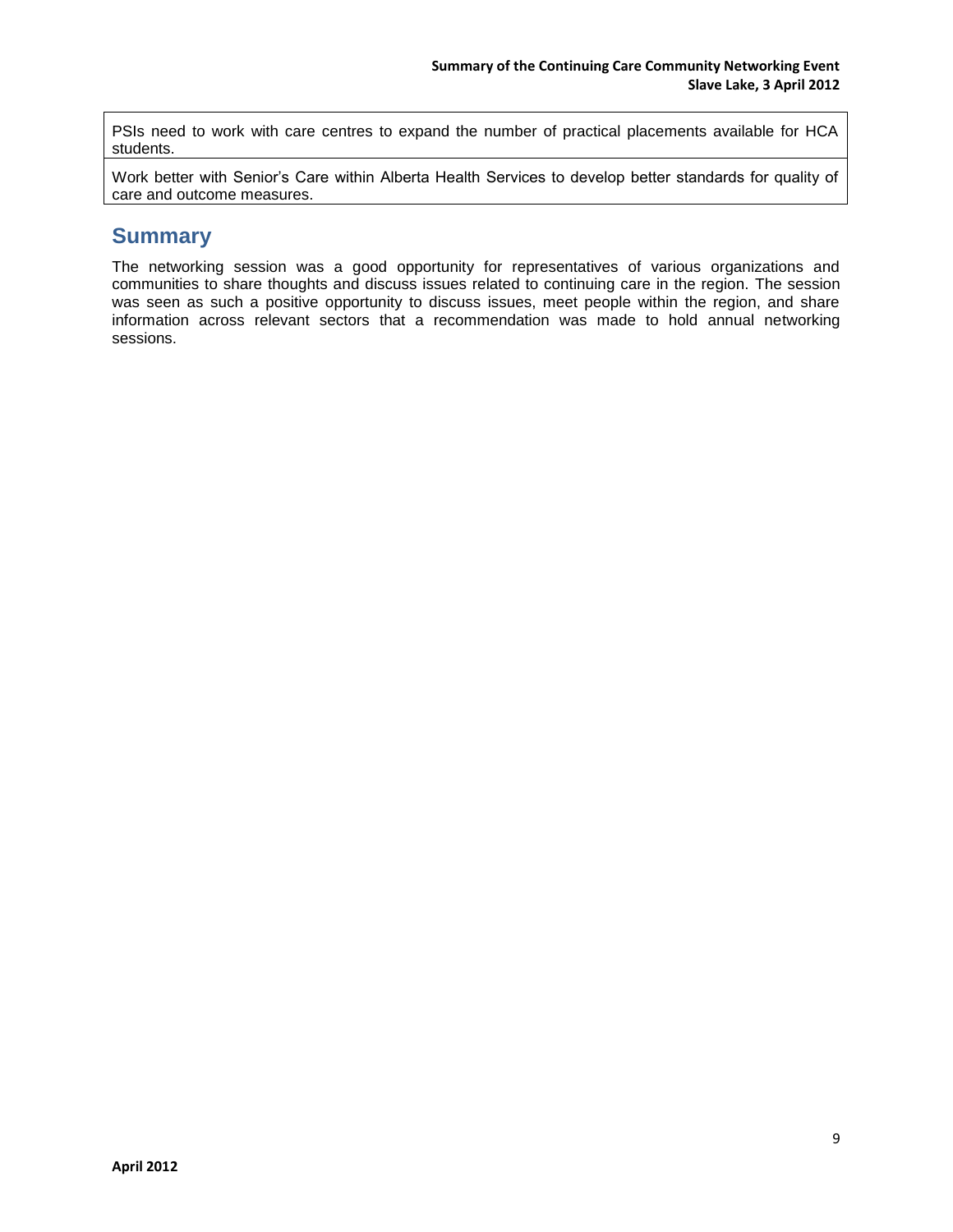| PSIs need to work with care centres to expand the number of practical placements available for HCA students. |
| --- |
| Work better with Senior's Care within Alberta Health Services to develop better standards for quality of care and outcome measures. |

## Summary

The networking session was a good opportunity for representatives of various organizations and communities to share thoughts and discuss issues related to continuing care in the region. The session was seen as such a positive opportunity to discuss issues, meet people within the region, and share information across relevant sectors that a recommendation was made to hold annual networking sessions.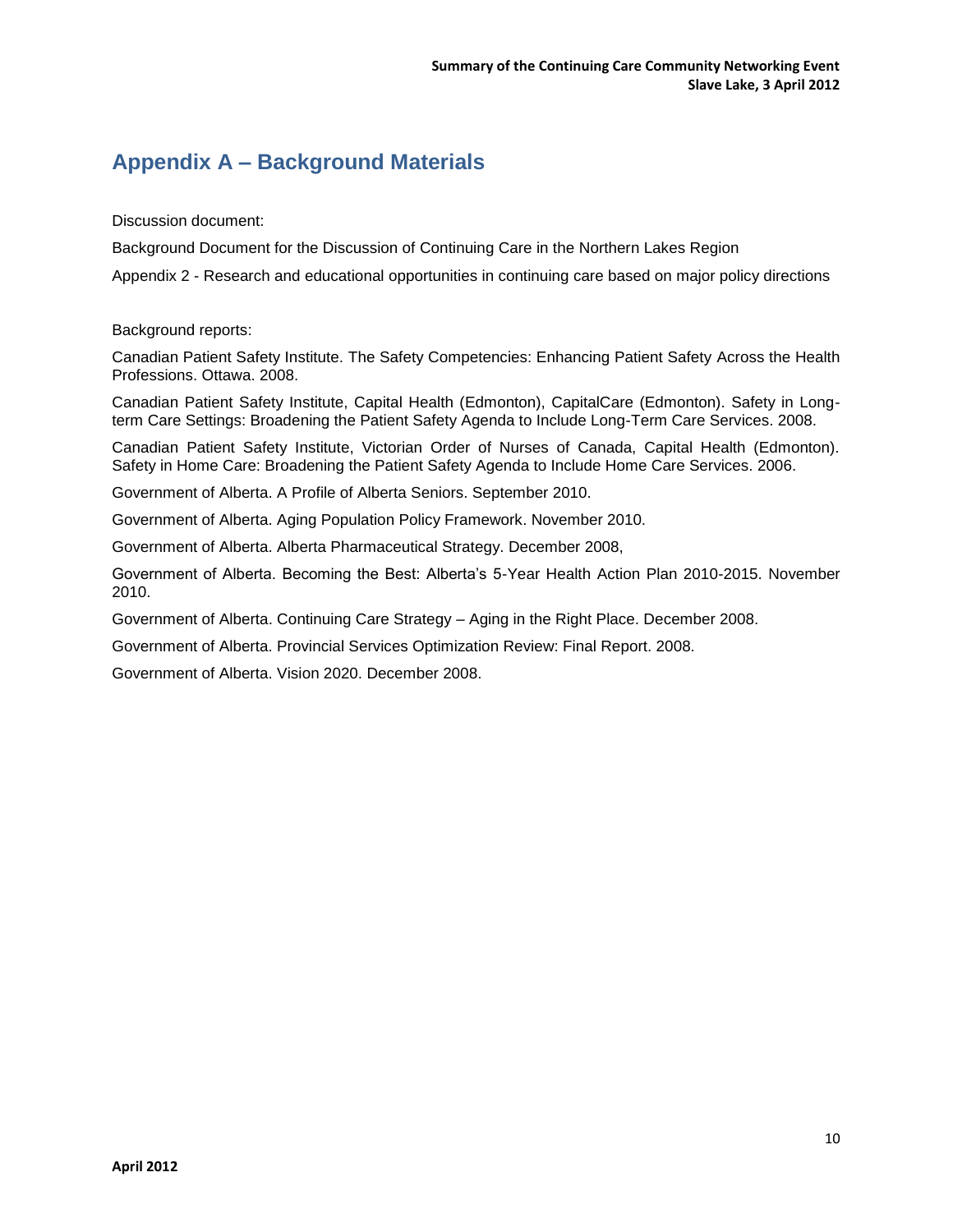## Appendix A – Background Materials

Discussion document:

Background Document for the Discussion of Continuing Care in the Northern Lakes Region

Appendix 2 - Research and educational opportunities in continuing care based on major policy directions

Background reports:

Canadian Patient Safety Institute. The Safety Competencies: Enhancing Patient Safety Across the Health Professions. Ottawa. 2008.

Canadian Patient Safety Institute, Capital Health (Edmonton), CapitalCare (Edmonton). Safety in Long-term Care Settings: Broadening the Patient Safety Agenda to Include Long-Term Care Services. 2008.

Canadian Patient Safety Institute, Victorian Order of Nurses of Canada, Capital Health (Edmonton). Safety in Home Care: Broadening the Patient Safety Agenda to Include Home Care Services. 2006.

Government of Alberta. A Profile of Alberta Seniors. September 2010.

Government of Alberta. Aging Population Policy Framework. November 2010.

Government of Alberta. Alberta Pharmaceutical Strategy. December 2008,

Government of Alberta. Becoming the Best: Alberta's 5-Year Health Action Plan 2010-2015. November 2010.

Government of Alberta. Continuing Care Strategy – Aging in the Right Place. December 2008.

Government of Alberta. Provincial Services Optimization Review: Final Report. 2008.

Government of Alberta. Vision 2020. December 2008.